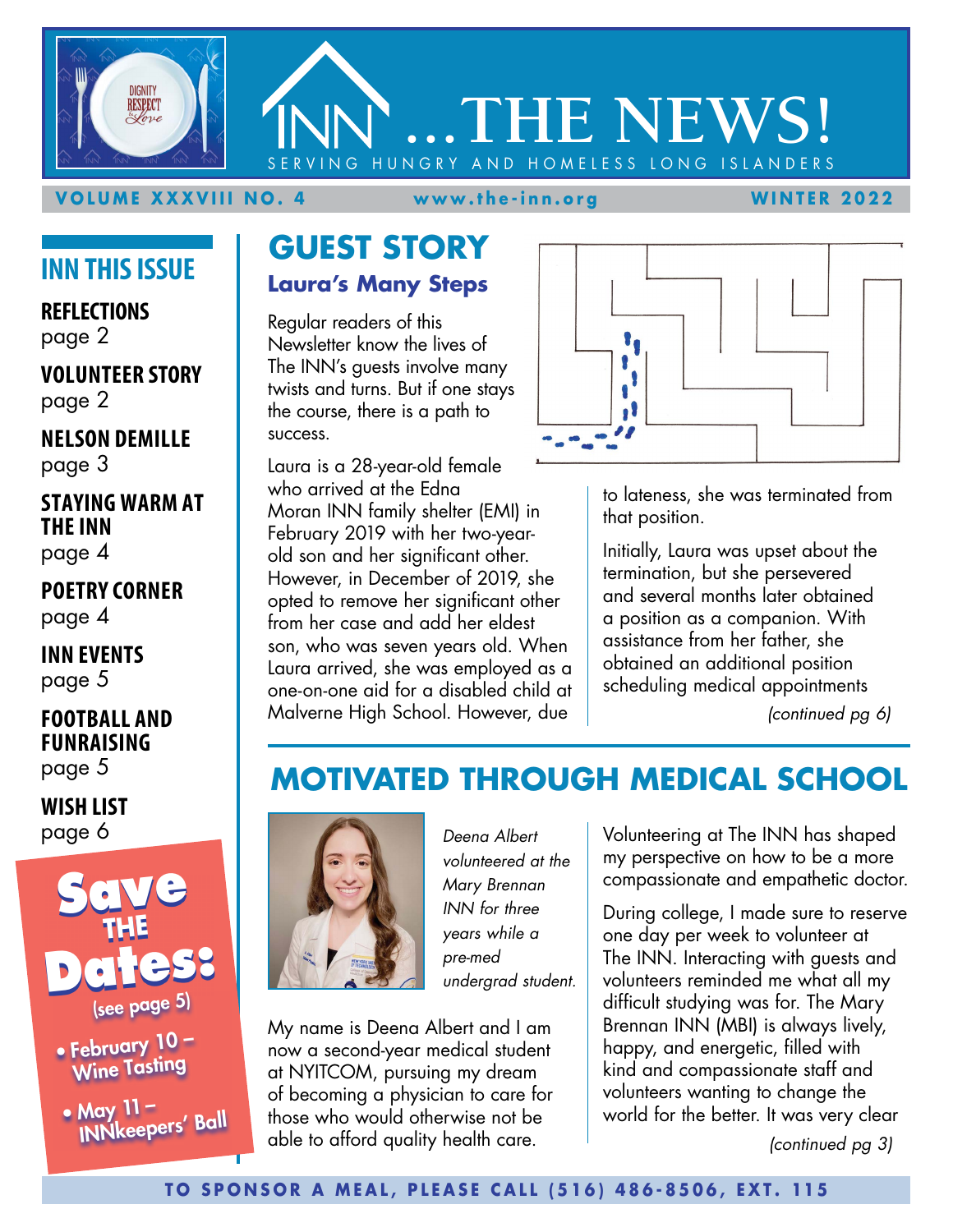# INN ...THE NEWS!

SERVING HUNGRY AND HOMELESS LONG ISLANDERS

**VOLUME XXXVIII NO. 4** | **www.the-inn.org** | **WINTER 2022**

## INN THIS ISSUE

**REFLECTIONS**
page 2

**VOLUNTEER STORY**
page 2

**NELSON DEMILLE**
page 3

**STAYING WARM AT THE INN**
page 4

**POETRY CORNER**
page 4

**INN EVENTS**
page 5

**FOOTBALL AND FUNRAISING**
page 5

**WISH LIST**
page 6

**Save THE Dates:**
(see page 5)

- February 10 – Wine Tasting
- May 11 – INNkeepers' Ball

## GUEST STORY

### Laura's Many Steps

Regular readers of this Newsletter know the lives of The INN's guests involve many twists and turns. But if one stays the course, there is a path to success.

Laura is a 28-year-old female who arrived at the Edna Moran INN family shelter (EMI) in February 2019 with her two-year-old son and her significant other. However, in December of 2019, she opted to remove her significant other from her case and add her eldest son, who was seven years old. When Laura arrived, she was employed as a one-on-one aid for a disabled child at Malverne High School. However, due to lateness, she was terminated from that position.

Initially, Laura was upset about the termination, but she persevered and several months later obtained a position as a companion. With assistance from her father, she obtained an additional position scheduling medical appointments

*(continued pg 6)*

## MOTIVATED THROUGH MEDICAL SCHOOL

*Deena Albert volunteered at the Mary Brennan INN for three years while a pre-med undergrad student.*

My name is Deena Albert and I am now a second-year medical student at NYITCOM, pursuing my dream of becoming a physician to care for those who would otherwise not be able to afford quality health care. Volunteering at The INN has shaped my perspective on how to be a more compassionate and empathetic doctor.

During college, I made sure to reserve one day per week to volunteer at The INN. Interacting with guests and volunteers reminded me what all my difficult studying was for. The Mary Brennan INN (MBI) is always lively, happy, and energetic, filled with kind and compassionate staff and volunteers wanting to change the world for the better. It was very clear

*(continued pg 3)*

**TO SPONSOR A MEAL, PLEASE CALL (516) 486-8506, EXT. 115**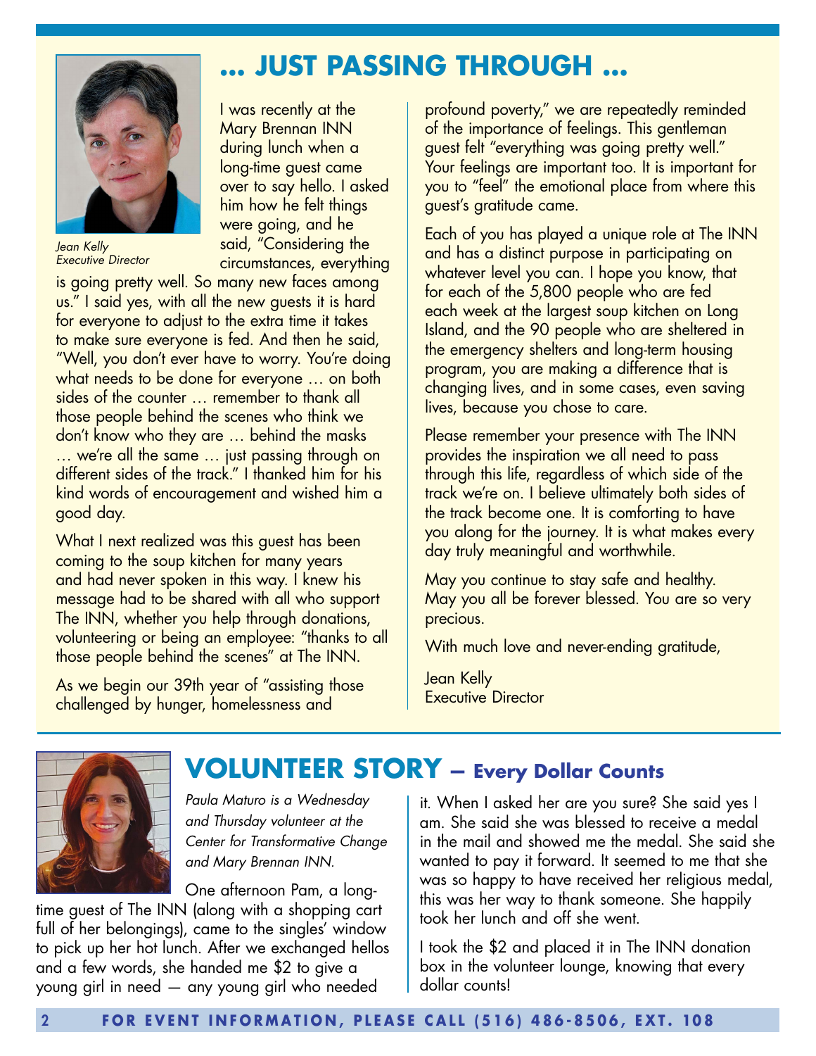# ... JUST PASSING THROUGH ...

*Jean Kelly*
*Executive Director*

I was recently at the Mary Brennan INN during lunch when a long-time guest came over to say hello. I asked him how he felt things were going, and he said, "Considering the circumstances, everything is going pretty well. So many new faces among us." I said yes, with all the new guests it is hard for everyone to adjust to the extra time it takes to make sure everyone is fed. And then he said, "Well, you don't ever have to worry. You're doing what needs to be done for everyone … on both sides of the counter … remember to thank all those people behind the scenes who think we don't know who they are … behind the masks … we're all the same … just passing through on different sides of the track." I thanked him for his kind words of encouragement and wished him a good day.

What I next realized was this guest has been coming to the soup kitchen for many years and had never spoken in this way. I knew his message had to be shared with all who support The INN, whether you help through donations, volunteering or being an employee: "thanks to all those people behind the scenes" at The INN.

As we begin our 39th year of "assisting those challenged by hunger, homelessness and profound poverty," we are repeatedly reminded of the importance of feelings. This gentleman guest felt "everything was going pretty well." Your feelings are important too. It is important for you to "feel" the emotional place from where this guest's gratitude came.

Each of you has played a unique role at The INN and has a distinct purpose in participating on whatever level you can. I hope you know, that for each of the 5,800 people who are fed each week at the largest soup kitchen on Long Island, and the 90 people who are sheltered in the emergency shelters and long-term housing program, you are making a difference that is changing lives, and in some cases, even saving lives, because you chose to care.

Please remember your presence with The INN provides the inspiration we all need to pass through this life, regardless of which side of the track we're on. I believe ultimately both sides of the track become one. It is comforting to have you along for the journey. It is what makes every day truly meaningful and worthwhile.

May you continue to stay safe and healthy. May you all be forever blessed. You are so very precious.

With much love and never-ending gratitude,

Jean Kelly
Executive Director

# VOLUNTEER STORY – Every Dollar Counts

*Paula Maturo is a Wednesday and Thursday volunteer at the Center for Transformative Change and Mary Brennan INN.*

One afternoon Pam, a long-time guest of The INN (along with a shopping cart full of her belongings), came to the singles' window to pick up her hot lunch. After we exchanged hellos and a few words, she handed me $2 to give a young girl in need — any young girl who needed it. When I asked her are you sure? She said yes I am. She said she was blessed to receive a medal in the mail and showed me the medal. She said she wanted to pay it forward. It seemed to me that she was so happy to have received her religious medal, this was her way to thank someone. She happily took her lunch and off she went.

I took the $2 and placed it in The INN donation box in the volunteer lounge, knowing that every dollar counts!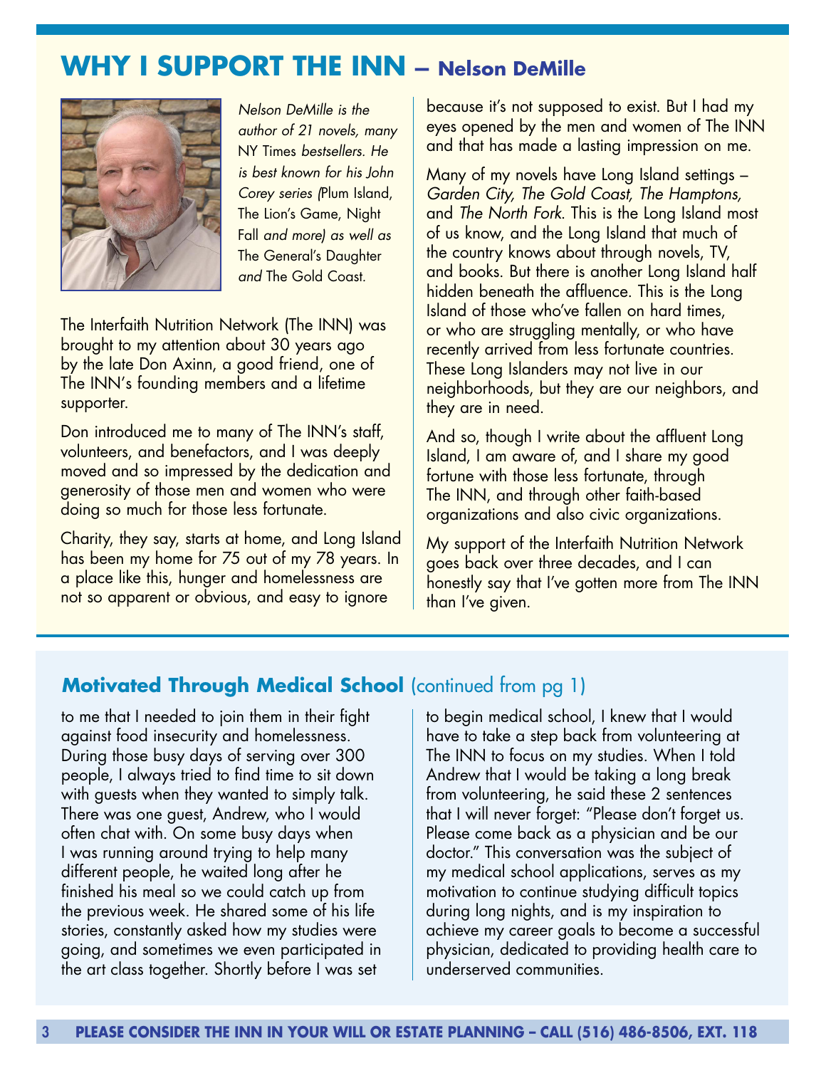## WHY I SUPPORT THE INN – Nelson DeMille

*Nelson DeMille is the author of 21 novels, many* NY Times *bestsellers. He is best known for his John Corey series (*Plum Island, The Lion's Game, Night Fall *and more) as well as* The General's Daughter *and* The Gold Coast.

The Interfaith Nutrition Network (The INN) was brought to my attention about 30 years ago by the late Don Axinn, a good friend, one of The INN's founding members and a lifetime supporter.

Don introduced me to many of The INN's staff, volunteers, and benefactors, and I was deeply moved and so impressed by the dedication and generosity of those men and women who were doing so much for those less fortunate.

Charity, they say, starts at home, and Long Island has been my home for 75 out of my 78 years. In a place like this, hunger and homelessness are not so apparent or obvious, and easy to ignore because it's not supposed to exist. But I had my eyes opened by the men and women of The INN and that has made a lasting impression on me.

Many of my novels have Long Island settings – *Garden City, The Gold Coast, The Hamptons,* and *The North Fork.* This is the Long Island most of us know, and the Long Island that much of the country knows about through novels, TV, and books. But there is another Long Island half hidden beneath the affluence. This is the Long Island of those who've fallen on hard times, or who are struggling mentally, or who have recently arrived from less fortunate countries. These Long Islanders may not live in our neighborhoods, but they are our neighbors, and they are in need.

And so, though I write about the affluent Long Island, I am aware of, and I share my good fortune with those less fortunate, through The INN, and through other faith-based organizations and also civic organizations.

My support of the Interfaith Nutrition Network goes back over three decades, and I can honestly say that I've gotten more from The INN than I've given.

## Motivated Through Medical School (continued from pg 1)

to me that I needed to join them in their fight against food insecurity and homelessness. During those busy days of serving over 300 people, I always tried to find time to sit down with guests when they wanted to simply talk. There was one guest, Andrew, who I would often chat with. On some busy days when I was running around trying to help many different people, he waited long after he finished his meal so we could catch up from the previous week. He shared some of his life stories, constantly asked how my studies were going, and sometimes we even participated in the art class together. Shortly before I was set to begin medical school, I knew that I would have to take a step back from volunteering at The INN to focus on my studies. When I told Andrew that I would be taking a long break from volunteering, he said these 2 sentences that I will never forget: "Please don't forget us. Please come back as a physician and be our doctor." This conversation was the subject of my medical school applications, serves as my motivation to continue studying difficult topics during long nights, and is my inspiration to achieve my career goals to become a successful physician, dedicated to providing health care to underserved communities.

**PLEASE CONSIDER THE INN IN YOUR WILL OR ESTATE PLANNING – CALL (516) 486-8506, EXT. 118**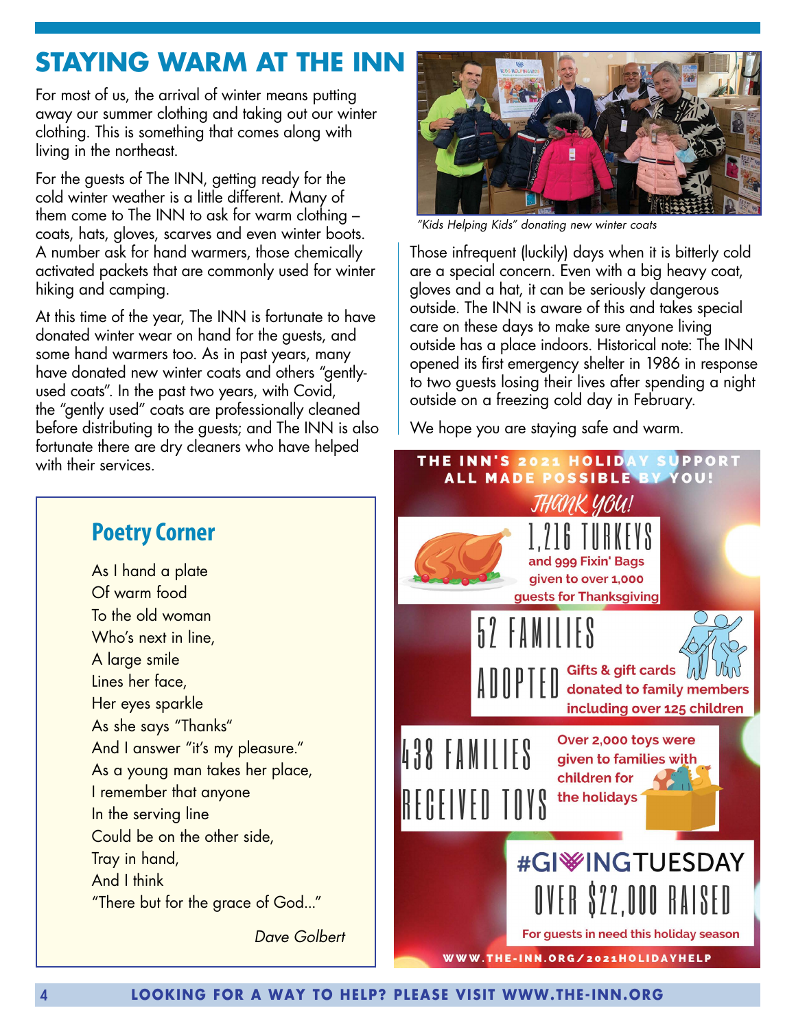# STAYING WARM AT THE INN

For most of us, the arrival of winter means putting away our summer clothing and taking out our winter clothing. This is something that comes along with living in the northeast.

For the guests of The INN, getting ready for the cold winter weather is a little different. Many of them come to The INN to ask for warm clothing – coats, hats, gloves, scarves and even winter boots. A number ask for hand warmers, those chemically activated packets that are commonly used for winter hiking and camping.

At this time of the year, The INN is fortunate to have donated winter wear on hand for the guests, and some hand warmers too. As in past years, many have donated new winter coats and others "gently-used coats". In the past two years, with Covid, the "gently used" coats are professionally cleaned before distributing to the guests; and The INN is also fortunate there are dry cleaners who have helped with their services.

*"Kids Helping Kids" donating new winter coats*

Those infrequent (luckily) days when it is bitterly cold are a special concern. Even with a big heavy coat, gloves and a hat, it can be seriously dangerous outside. The INN is aware of this and takes special care on these days to make sure anyone living outside has a place indoors. Historical note: The INN opened its first emergency shelter in 1986 in response to two guests losing their lives after spending a night outside on a freezing cold day in February.

We hope you are staying safe and warm.

## Poetry Corner

As I hand a plate  
Of warm food  
To the old woman  
Who's next in line,  
A large smile  
Lines her face,  
Her eyes sparkle  
As she says "Thanks"  
And I answer "it's my pleasure."  
As a young man takes her place,  
I remember that anyone  
In the serving line  
Could be on the other side,  
Tray in hand,  
And I think  
"There but for the grace of God..."

*Dave Golbert*

## THE INN'S 2021 HOLIDAY SUPPORT ALL MADE POSSIBLE BY YOU!

*THANK YOU!*

**1,216 TURKEYS** and 999 Fixin' Bags given to over 1,000 guests for Thanksgiving

**52 FAMILIES ADOPTED** Gifts & gift cards donated to family members including over 125 children

**438 FAMILIES RECEIVED TOYS** Over 2,000 toys were given to families with children for the holidays

**#GIVINGTUESDAY OVER $22,000 RAISED** For guests in need this holiday season

WWW.THE-INN.ORG/2021HOLIDAYHELP

**LOOKING FOR A WAY TO HELP? PLEASE VISIT WWW.THE-INN.ORG**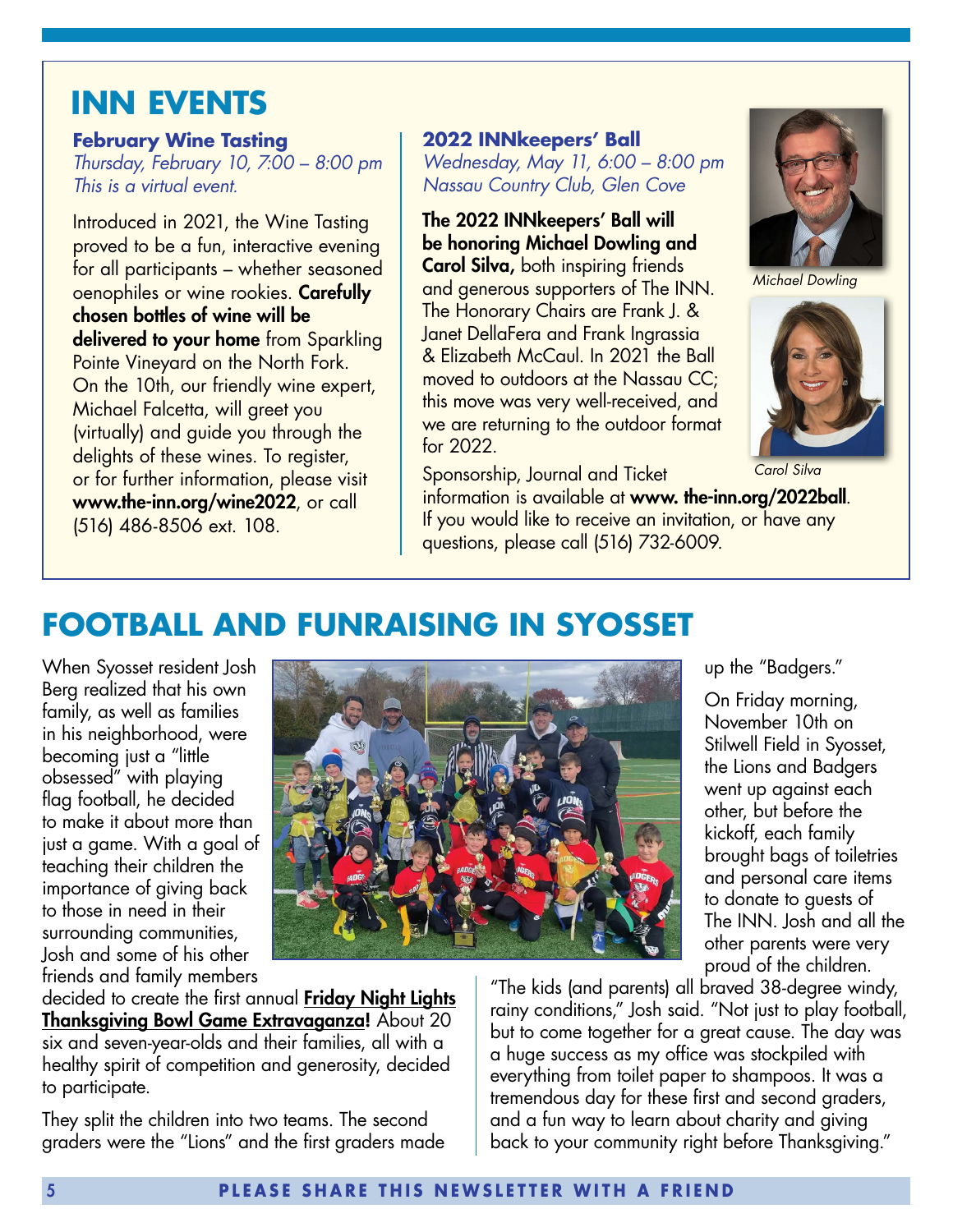# INN EVENTS

### February Wine Tasting

*Thursday, February 10, 7:00 – 8:00 pm*
*This is a virtual event.*

Introduced in 2021, the Wine Tasting proved to be a fun, interactive evening for all participants – whether seasoned oenophiles or wine rookies. **Carefully chosen bottles of wine will be delivered to your home** from Sparkling Pointe Vineyard on the North Fork. On the 10th, our friendly wine expert, Michael Falcetta, will greet you (virtually) and guide you through the delights of these wines. To register, or for further information, please visit **www.the-inn.org/wine2022**, or call (516) 486-8506 ext. 108.

### 2022 INNkeepers' Ball

*Wednesday, May 11, 6:00 – 8:00 pm*
*Nassau Country Club, Glen Cove*

**The 2022 INNkeepers' Ball will be honoring Michael Dowling and Carol Silva,** both inspiring friends and generous supporters of The INN. The Honorary Chairs are Frank J. & Janet DellaFera and Frank Ingrassia & Elizabeth McCaul. In 2021 the Ball moved to outdoors at the Nassau CC; this move was very well-received, and we are returning to the outdoor format for 2022.

*Michael Dowling*

*Carol Silva*

Sponsorship, Journal and Ticket information is available at **www. the-inn.org/2022ball**. If you would like to receive an invitation, or have any questions, please call (516) 732-6009.

# FOOTBALL AND FUNRAISING IN SYOSSET

When Syosset resident Josh Berg realized that his own family, as well as families in his neighborhood, were becoming just a "little obsessed" with playing flag football, he decided to make it about more than just a game. With a goal of teaching their children the importance of giving back to those in need in their surrounding communities, Josh and some of his other friends and family members decided to create the first annual **Friday Night Lights Thanksgiving Bowl Game Extravaganza!** About 20 six and seven-year-olds and their families, all with a healthy spirit of competition and generosity, decided to participate.

They split the children into two teams. The second graders were the "Lions" and the first graders made up the "Badgers."

On Friday morning, November 10th on Stilwell Field in Syosset, the Lions and Badgers went up against each other, but before the kickoff, each family brought bags of toiletries and personal care items to donate to guests of The INN. Josh and all the other parents were very proud of the children.

"The kids (and parents) all braved 38-degree windy, rainy conditions," Josh said. "Not just to play football, but to come together for a great cause. The day was a huge success as my office was stockpiled with everything from toilet paper to shampoos. It was a tremendous day for these first and second graders, and a fun way to learn about charity and giving back to your community right before Thanksgiving."

**PLEASE SHARE THIS NEWSLETTER WITH A FRIEND**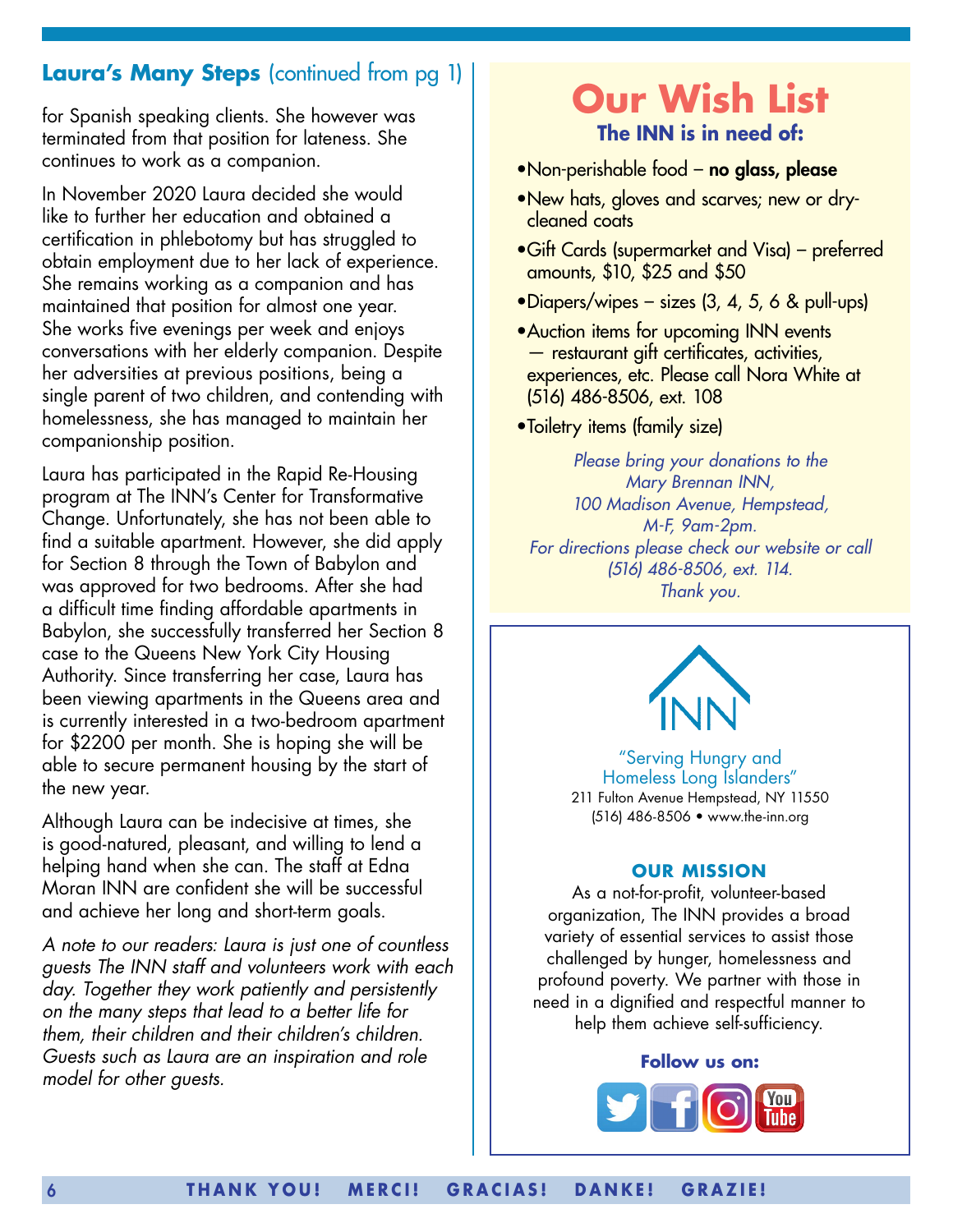## **Laura's Many Steps** (continued from pg 1)

for Spanish speaking clients. She however was terminated from that position for lateness. She continues to work as a companion.

In November 2020 Laura decided she would like to further her education and obtained a certification in phlebotomy but has struggled to obtain employment due to her lack of experience. She remains working as a companion and has maintained that position for almost one year. She works five evenings per week and enjoys conversations with her elderly companion. Despite her adversities at previous positions, being a single parent of two children, and contending with homelessness, she has managed to maintain her companionship position.

Laura has participated in the Rapid Re-Housing program at The INN's Center for Transformative Change. Unfortunately, she has not been able to find a suitable apartment. However, she did apply for Section 8 through the Town of Babylon and was approved for two bedrooms. After she had a difficult time finding affordable apartments in Babylon, she successfully transferred her Section 8 case to the Queens New York City Housing Authority. Since transferring her case, Laura has been viewing apartments in the Queens area and is currently interested in a two-bedroom apartment for $2200 per month. She is hoping she will be able to secure permanent housing by the start of the new year.

Although Laura can be indecisive at times, she is good-natured, pleasant, and willing to lend a helping hand when she can. The staff at Edna Moran INN are confident she will be successful and achieve her long and short-term goals.

*A note to our readers: Laura is just one of countless guests The INN staff and volunteers work with each day. Together they work patiently and persistently on the many steps that lead to a better life for them, their children and their children's children. Guests such as Laura are an inspiration and role model for other guests.*

# Our Wish List

**The INN is in need of:**

- Non-perishable food – **no glass, please**
- New hats, gloves and scarves; new or dry-cleaned coats
- Gift Cards (supermarket and Visa) – preferred amounts, $10, $25 and $50
- Diapers/wipes – sizes (3, 4, 5, 6 & pull-ups)
- Auction items for upcoming INN events — restaurant gift certificates, activities, experiences, etc. Please call Nora White at (516) 486-8506, ext. 108
- Toiletry items (family size)

*Please bring your donations to the Mary Brennan INN, 100 Madison Avenue, Hempstead, M-F, 9am-2pm. For directions please check our website or call (516) 486-8506, ext. 114. Thank you.*

INN

"Serving Hungry and Homeless Long Islanders"

211 Fulton Avenue Hempstead, NY 11550

(516) 486-8506 • www.the-inn.org

### OUR MISSION

As a not-for-profit, volunteer-based organization, The INN provides a broad variety of essential services to assist those challenged by hunger, homelessness and profound poverty. We partner with those in need in a dignified and respectful manner to help them achieve self-sufficiency.

**Follow us on:**

THANK YOU! MERCI! GRACIAS! DANKE! GRAZIE!